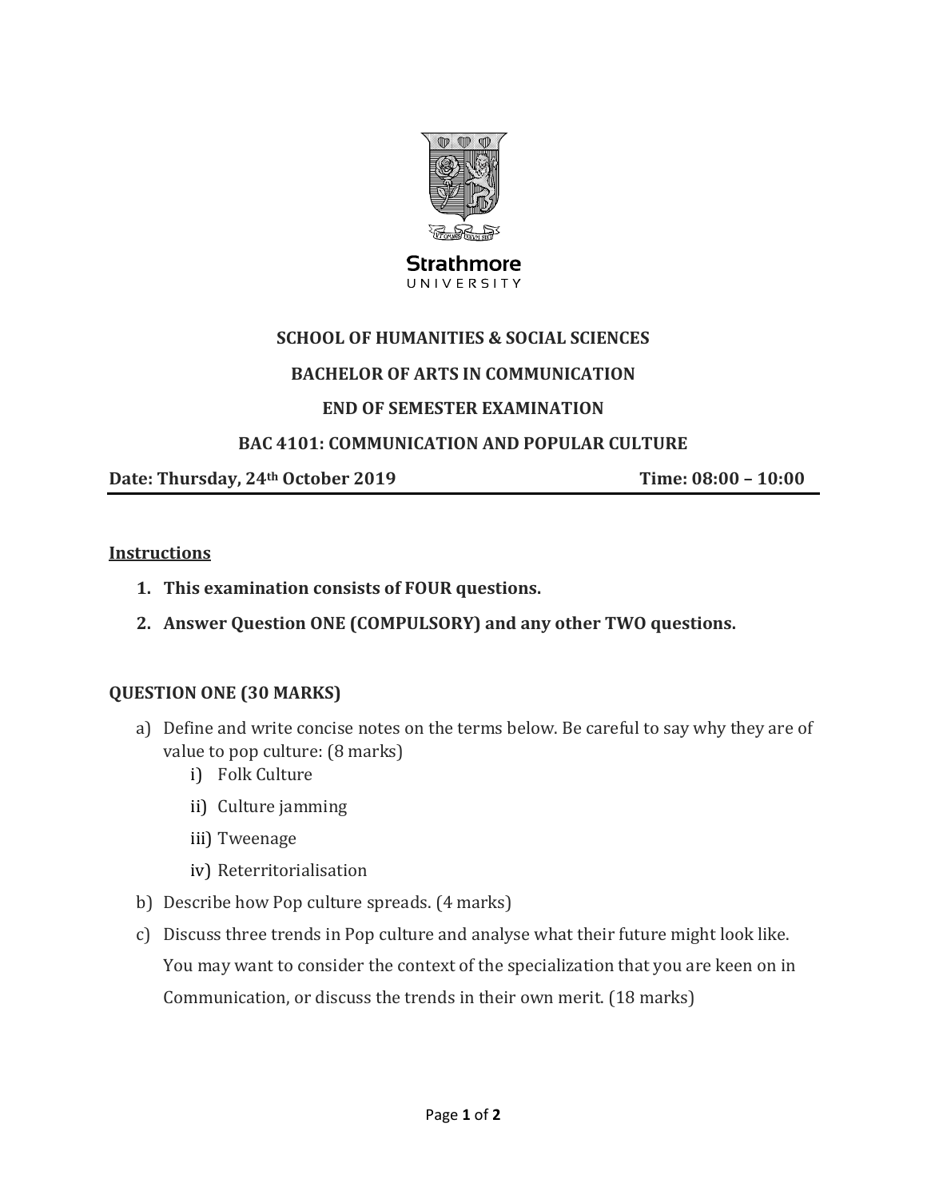Strathmore
UNIVERSITY

**SCHOOL OF HUMANITIES & SOCIAL SCIENCES**

**BACHELOR OF ARTS IN COMMUNICATION**

**END OF SEMESTER EXAMINATION**

**BAC 4101: COMMUNICATION AND POPULAR CULTURE**

**Date: Thursday, 24th October 2019** **Time: 08:00 – 10:00**

---

**Instructions**

1. **This examination consists of FOUR questions.**
2. **Answer Question ONE (COMPULSORY) and any other TWO questions.**

**QUESTION ONE (30 MARKS)**

a) Define and write concise notes on the terms below. Be careful to say why they are of value to pop culture: (8 marks)
   i) Folk Culture
   ii) Culture jamming
   iii) Tweenage
   iv) Reterritorialisation

b) Describe how Pop culture spreads. (4 marks)

c) Discuss three trends in Pop culture and analyse what their future might look like. You may want to consider the context of the specialization that you are keen on in Communication, or discuss the trends in their own merit. (18 marks)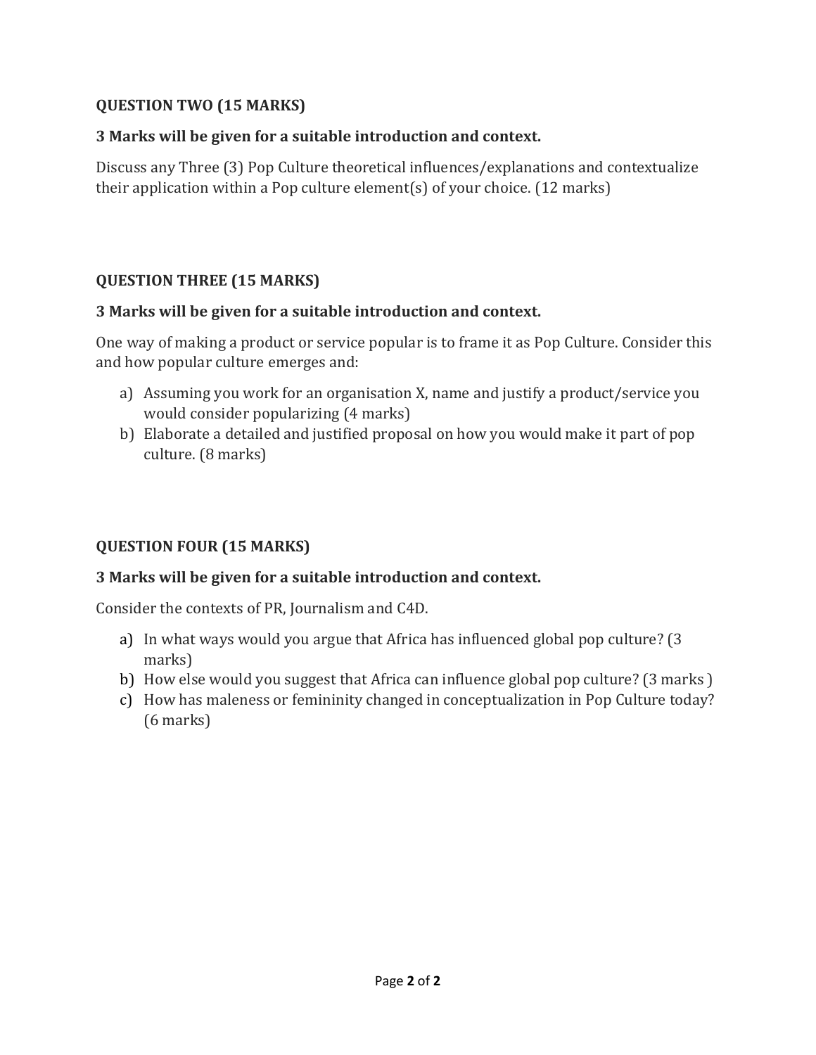**QUESTION TWO (15 MARKS)**

**3 Marks will be given for a suitable introduction and context.**

Discuss any Three (3) Pop Culture theoretical influences/explanations and contextualize their application within a Pop culture element(s) of your choice. (12 marks)

**QUESTION THREE (15 MARKS)**

**3 Marks will be given for a suitable introduction and context.**

One way of making a product or service popular is to frame it as Pop Culture. Consider this and how popular culture emerges and:

a) Assuming you work for an organisation X, name and justify a product/service you would consider popularizing (4 marks)
b) Elaborate a detailed and justified proposal on how you would make it part of pop culture. (8 marks)

**QUESTION FOUR (15 MARKS)**

**3 Marks will be given for a suitable introduction and context.**

Consider the contexts of PR, Journalism and C4D.

a) In what ways would you argue that Africa has influenced global pop culture? (3 marks)
b) How else would you suggest that Africa can influence global pop culture? (3 marks )
c) How has maleness or femininity changed in conceptualization in Pop Culture today? (6 marks)